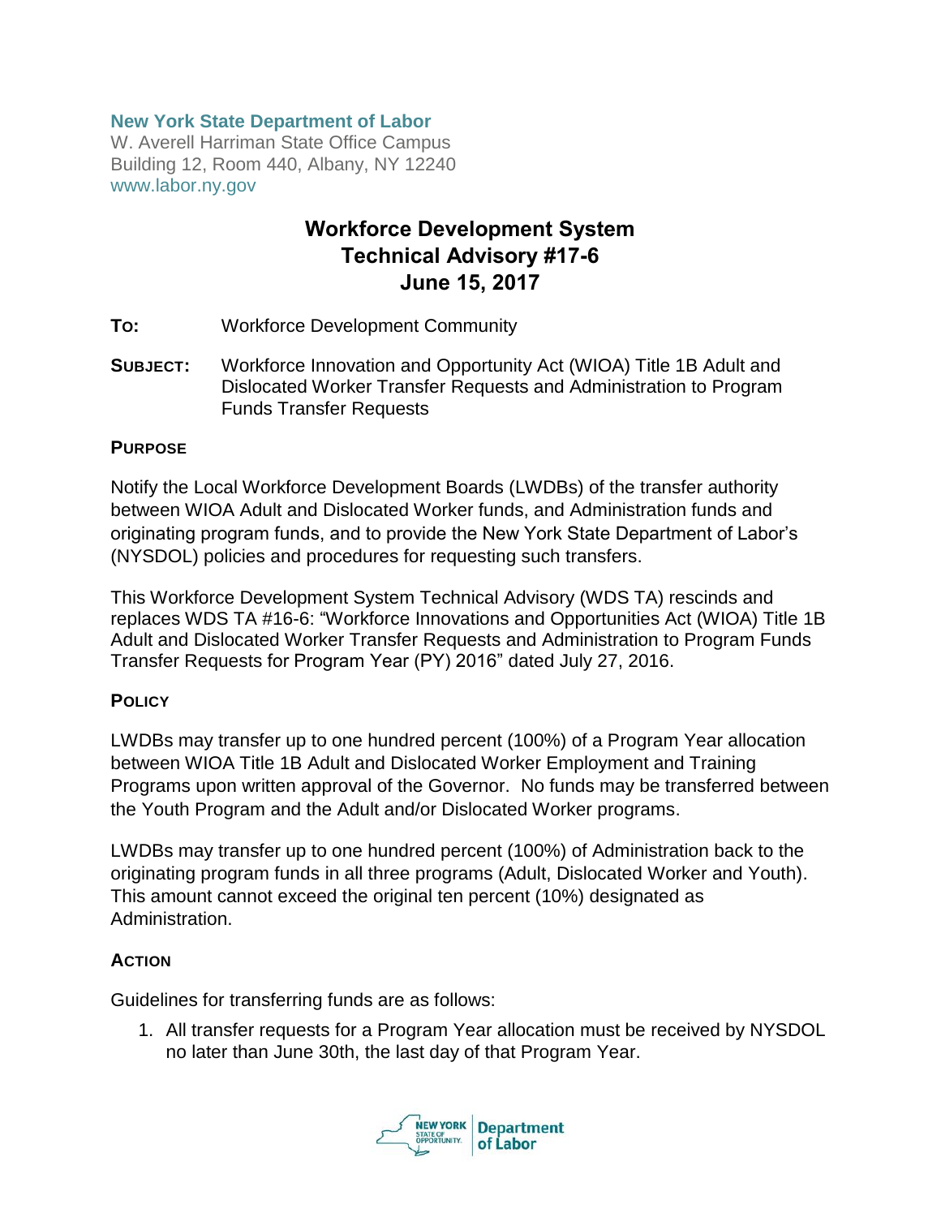**New York State Department of Labor**
W. Averell Harriman State Office Campus
Building 12, Room 440, Albany, NY 12240
www.labor.ny.gov

# Workforce Development System Technical Advisory #17-6 June 15, 2017

**TO:** Workforce Development Community

**SUBJECT:** Workforce Innovation and Opportunity Act (WIOA) Title 1B Adult and Dislocated Worker Transfer Requests and Administration to Program Funds Transfer Requests

## PURPOSE

Notify the Local Workforce Development Boards (LWDBs) of the transfer authority between WIOA Adult and Dislocated Worker funds, and Administration funds and originating program funds, and to provide the New York State Department of Labor's (NYSDOL) policies and procedures for requesting such transfers.

This Workforce Development System Technical Advisory (WDS TA) rescinds and replaces WDS TA #16-6: "Workforce Innovations and Opportunities Act (WIOA) Title 1B Adult and Dislocated Worker Transfer Requests and Administration to Program Funds Transfer Requests for Program Year (PY) 2016" dated July 27, 2016.

## POLICY

LWDBs may transfer up to one hundred percent (100%) of a Program Year allocation between WIOA Title 1B Adult and Dislocated Worker Employment and Training Programs upon written approval of the Governor. No funds may be transferred between the Youth Program and the Adult and/or Dislocated Worker programs.

LWDBs may transfer up to one hundred percent (100%) of Administration back to the originating program funds in all three programs (Adult, Dislocated Worker and Youth). This amount cannot exceed the original ten percent (10%) designated as Administration.

## ACTION

Guidelines for transferring funds are as follows:

1. All transfer requests for a Program Year allocation must be received by NYSDOL no later than June 30th, the last day of that Program Year.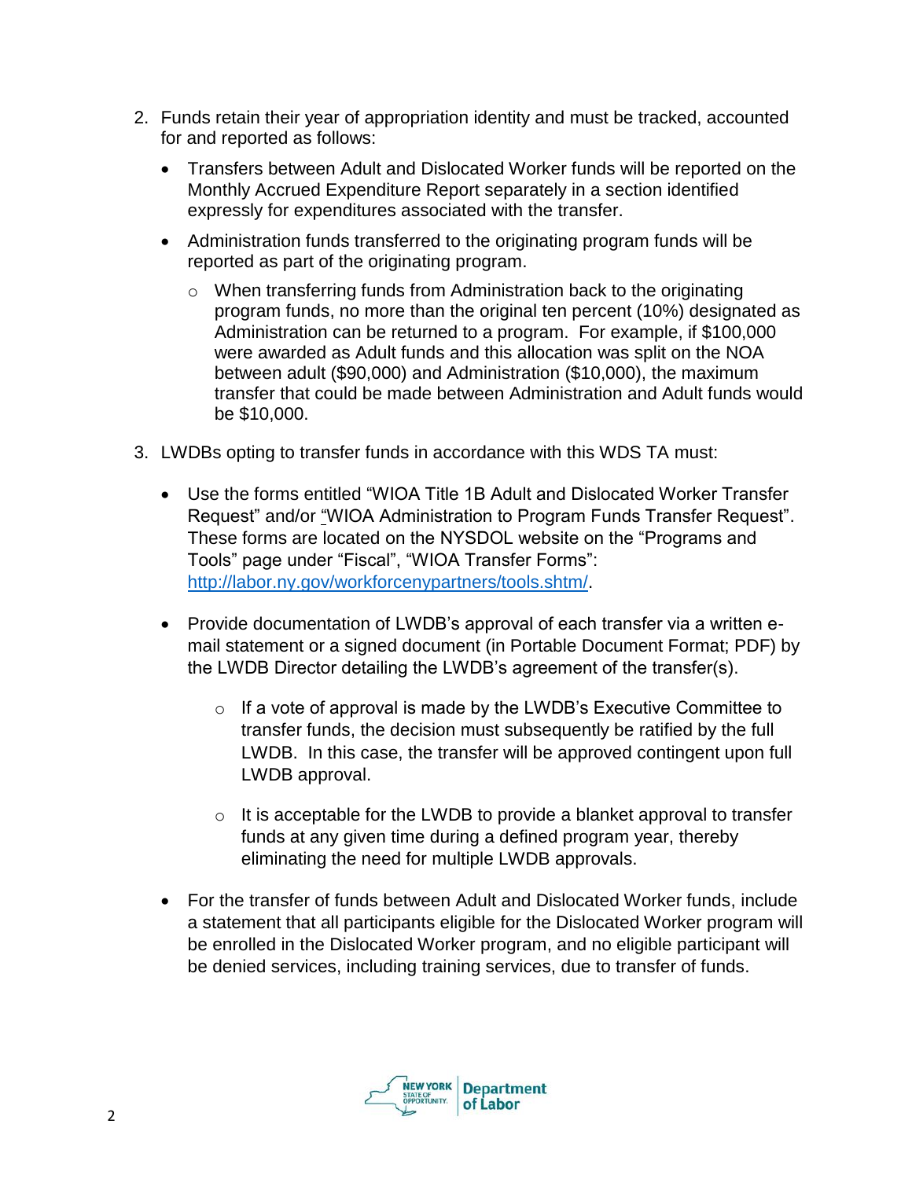2. Funds retain their year of appropriation identity and must be tracked, accounted for and reported as follows:

   - Transfers between Adult and Dislocated Worker funds will be reported on the Monthly Accrued Expenditure Report separately in a section identified expressly for expenditures associated with the transfer.
   - Administration funds transferred to the originating program funds will be reported as part of the originating program.
     - When transferring funds from Administration back to the originating program funds, no more than the original ten percent (10%) designated as Administration can be returned to a program. For example, if $100,000 were awarded as Adult funds and this allocation was split on the NOA between adult ($90,000) and Administration ($10,000), the maximum transfer that could be made between Administration and Adult funds would be $10,000.

3. LWDBs opting to transfer funds in accordance with this WDS TA must:

   - Use the forms entitled "WIOA Title 1B Adult and Dislocated Worker Transfer Request" and/or "WIOA Administration to Program Funds Transfer Request". These forms are located on the NYSDOL website on the "Programs and Tools" page under "Fiscal", "WIOA Transfer Forms": [http://labor.ny.gov/workforcenypartners/tools.shtm/](http://labor.ny.gov/workforcenypartners/tools.shtm/).
   - Provide documentation of LWDB's approval of each transfer via a written e-mail statement or a signed document (in Portable Document Format; PDF) by the LWDB Director detailing the LWDB's agreement of the transfer(s).
     - If a vote of approval is made by the LWDB's Executive Committee to transfer funds, the decision must subsequently be ratified by the full LWDB. In this case, the transfer will be approved contingent upon full LWDB approval.
     - It is acceptable for the LWDB to provide a blanket approval to transfer funds at any given time during a defined program year, thereby eliminating the need for multiple LWDB approvals.
   - For the transfer of funds between Adult and Dislocated Worker funds, include a statement that all participants eligible for the Dislocated Worker program will be enrolled in the Dislocated Worker program, and no eligible participant will be denied services, including training services, due to transfer of funds.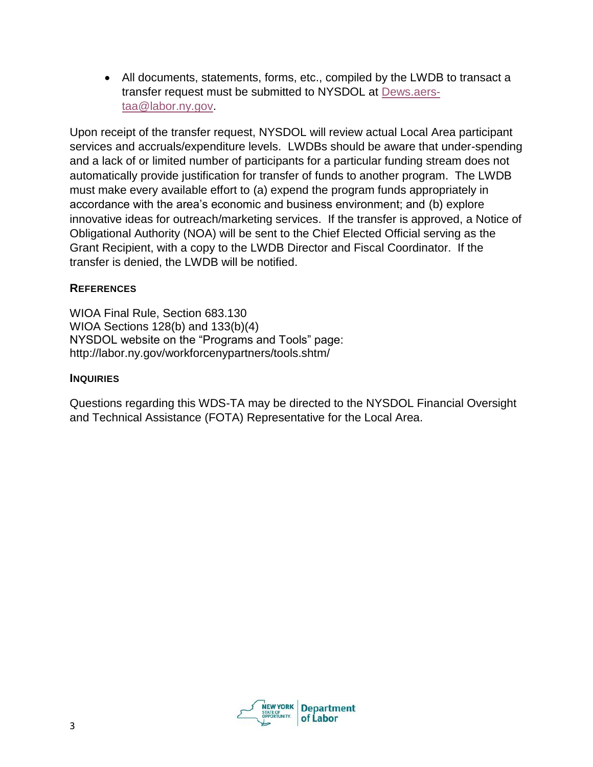- All documents, statements, forms, etc., compiled by the LWDB to transact a transfer request must be submitted to NYSDOL at Dews.aers-taa@labor.ny.gov.

Upon receipt of the transfer request, NYSDOL will review actual Local Area participant services and accruals/expenditure levels. LWDBs should be aware that under-spending and a lack of or limited number of participants for a particular funding stream does not automatically provide justification for transfer of funds to another program. The LWDB must make every available effort to (a) expend the program funds appropriately in accordance with the area's economic and business environment; and (b) explore innovative ideas for outreach/marketing services. If the transfer is approved, a Notice of Obligational Authority (NOA) will be sent to the Chief Elected Official serving as the Grant Recipient, with a copy to the LWDB Director and Fiscal Coordinator. If the transfer is denied, the LWDB will be notified.

**REFERENCES**

WIOA Final Rule, Section 683.130
WIOA Sections 128(b) and 133(b)(4)
NYSDOL website on the "Programs and Tools" page:
http://labor.ny.gov/workforcenypartners/tools.shtm/

**INQUIRIES**

Questions regarding this WDS-TA may be directed to the NYSDOL Financial Oversight and Technical Assistance (FOTA) Representative for the Local Area.